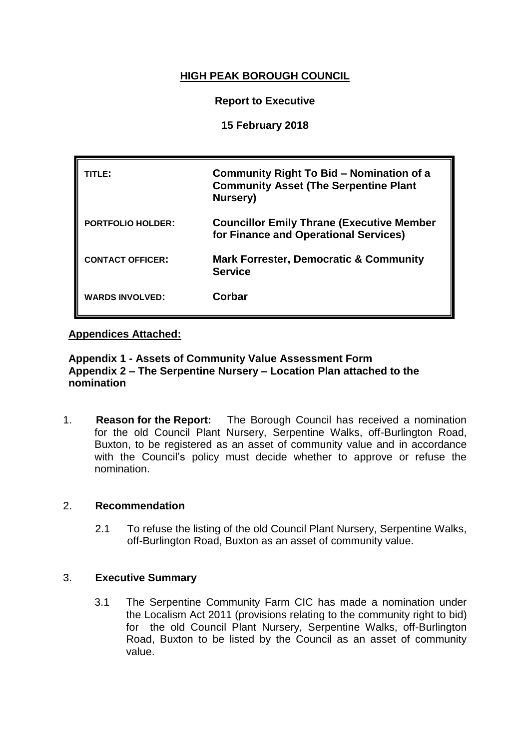# HIGH PEAK BOROUGH COUNCIL

**Report to Executive**

**15 February 2018**

| | |
|---|---|
| **TITLE:** | **Community Right To Bid – Nomination of a Community Asset (The Serpentine Plant Nursery)** |
| **PORTFOLIO HOLDER:** | **Councillor Emily Thrane (Executive Member for Finance and Operational Services)** |
| **CONTACT OFFICER:** | **Mark Forrester, Democratic & Community Service** |
| **WARDS INVOLVED:** | **Corbar** |

**Appendices Attached:**

**Appendix 1 - Assets of Community Value Assessment Form**
**Appendix 2 – The Serpentine Nursery – Location Plan attached to the nomination**

1. **Reason for the Report:** The Borough Council has received a nomination for the old Council Plant Nursery, Serpentine Walks, off-Burlington Road, Buxton, to be registered as an asset of community value and in accordance with the Council's policy must decide whether to approve or refuse the nomination.

## 2. Recommendation

2.1 To refuse the listing of the old Council Plant Nursery, Serpentine Walks, off-Burlington Road, Buxton as an asset of community value.

## 3. Executive Summary

3.1 The Serpentine Community Farm CIC has made a nomination under the Localism Act 2011 (provisions relating to the community right to bid) for the old Council Plant Nursery, Serpentine Walks, off-Burlington Road, Buxton to be listed by the Council as an asset of community value.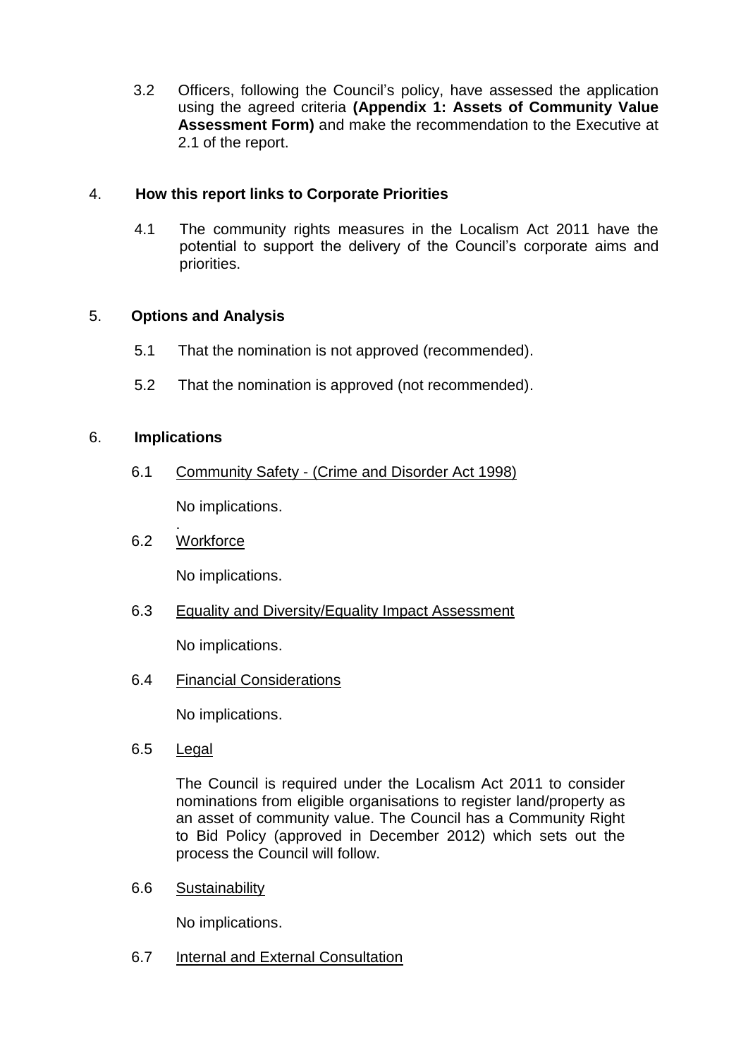3.2 Officers, following the Council's policy, have assessed the application using the agreed criteria **(Appendix 1: Assets of Community Value Assessment Form)** and make the recommendation to the Executive at 2.1 of the report.

## 4. How this report links to Corporate Priorities

4.1 The community rights measures in the Localism Act 2011 have the potential to support the delivery of the Council's corporate aims and priorities.

## 5. Options and Analysis

5.1 That the nomination is not approved (recommended).

5.2 That the nomination is approved (not recommended).

## 6. Implications

6.1 Community Safety - (Crime and Disorder Act 1998)

No implications.

6.2 Workforce

No implications.

6.3 Equality and Diversity/Equality Impact Assessment

No implications.

6.4 Financial Considerations

No implications.

6.5 Legal

The Council is required under the Localism Act 2011 to consider nominations from eligible organisations to register land/property as an asset of community value. The Council has a Community Right to Bid Policy (approved in December 2012) which sets out the process the Council will follow.

6.6 Sustainability

No implications.

6.7 Internal and External Consultation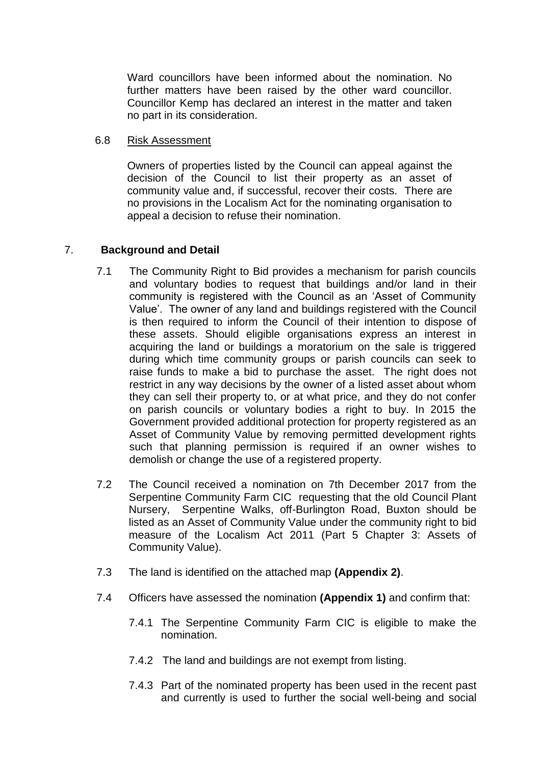Ward councillors have been informed about the nomination. No further matters have been raised by the other ward councillor. Councillor Kemp has declared an interest in the matter and taken no part in its consideration.

6.8 Risk Assessment

Owners of properties listed by the Council can appeal against the decision of the Council to list their property as an asset of community value and, if successful, recover their costs. There are no provisions in the Localism Act for the nominating organisation to appeal a decision to refuse their nomination.

## 7. **Background and Detail**

7.1 The Community Right to Bid provides a mechanism for parish councils and voluntary bodies to request that buildings and/or land in their community is registered with the Council as an 'Asset of Community Value'. The owner of any land and buildings registered with the Council is then required to inform the Council of their intention to dispose of these assets. Should eligible organisations express an interest in acquiring the land or buildings a moratorium on the sale is triggered during which time community groups or parish councils can seek to raise funds to make a bid to purchase the asset. The right does not restrict in any way decisions by the owner of a listed asset about whom they can sell their property to, or at what price, and they do not confer on parish councils or voluntary bodies a right to buy. In 2015 the Government provided additional protection for property registered as an Asset of Community Value by removing permitted development rights such that planning permission is required if an owner wishes to demolish or change the use of a registered property.

7.2 The Council received a nomination on 7th December 2017 from the Serpentine Community Farm CIC requesting that the old Council Plant Nursery, Serpentine Walks, off-Burlington Road, Buxton should be listed as an Asset of Community Value under the community right to bid measure of the Localism Act 2011 (Part 5 Chapter 3: Assets of Community Value).

7.3 The land is identified on the attached map **(Appendix 2)**.

7.4 Officers have assessed the nomination **(Appendix 1)** and confirm that:

7.4.1 The Serpentine Community Farm CIC is eligible to make the nomination.

7.4.2 The land and buildings are not exempt from listing.

7.4.3 Part of the nominated property has been used in the recent past and currently is used to further the social well-being and social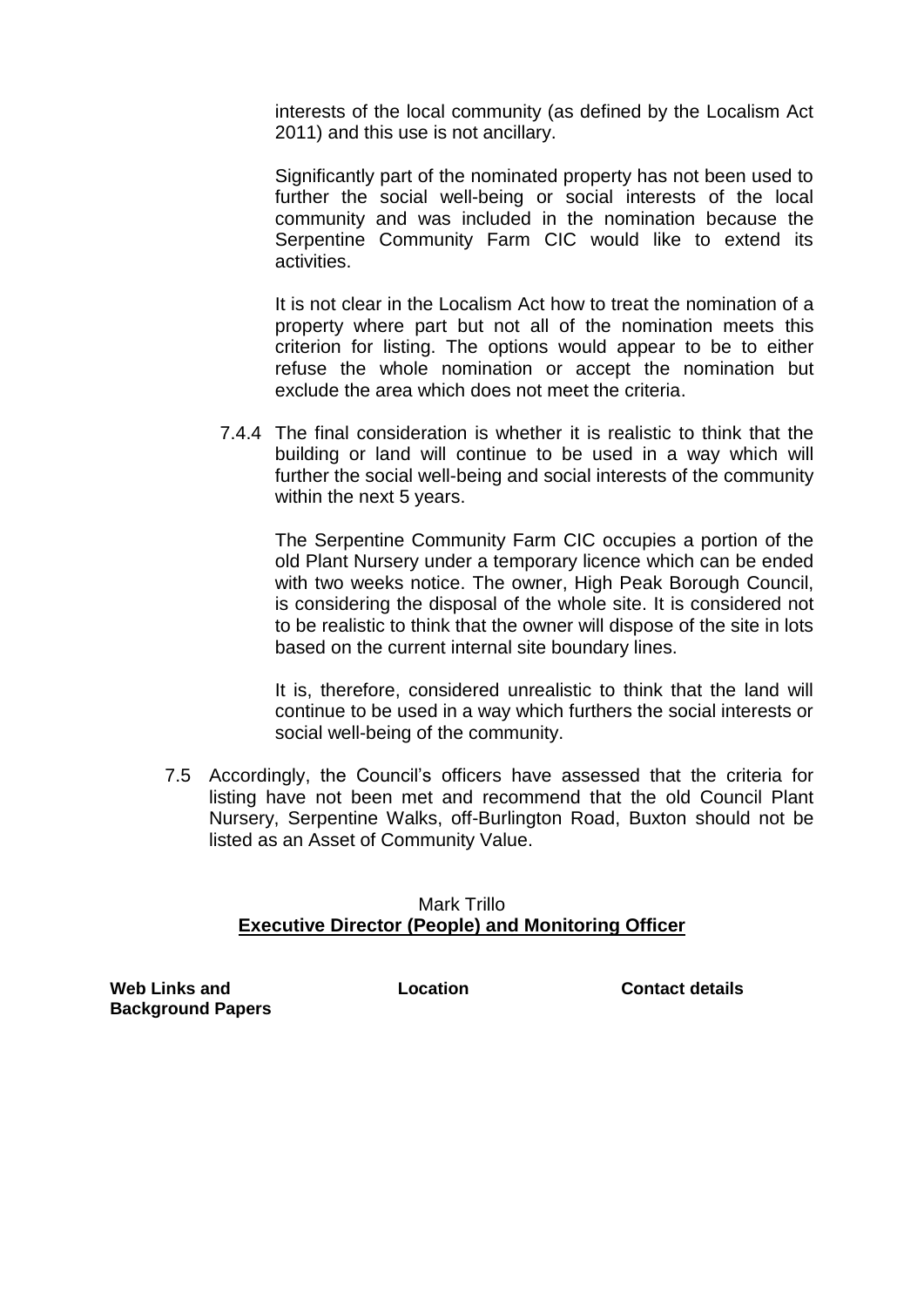interests of the local community (as defined by the Localism Act 2011) and this use is not ancillary.

Significantly part of the nominated property has not been used to further the social well-being or social interests of the local community and was included in the nomination because the Serpentine Community Farm CIC would like to extend its activities.

It is not clear in the Localism Act how to treat the nomination of a property where part but not all of the nomination meets this criterion for listing. The options would appear to be to either refuse the whole nomination or accept the nomination but exclude the area which does not meet the criteria.

7.4.4 The final consideration is whether it is realistic to think that the building or land will continue to be used in a way which will further the social well-being and social interests of the community within the next 5 years.

The Serpentine Community Farm CIC occupies a portion of the old Plant Nursery under a temporary licence which can be ended with two weeks notice. The owner, High Peak Borough Council, is considering the disposal of the whole site. It is considered not to be realistic to think that the owner will dispose of the site in lots based on the current internal site boundary lines.

It is, therefore, considered unrealistic to think that the land will continue to be used in a way which furthers the social interests or social well-being of the community.

7.5 Accordingly, the Council's officers have assessed that the criteria for listing have not been met and recommend that the old Council Plant Nursery, Serpentine Walks, off-Burlington Road, Buxton should not be listed as an Asset of Community Value.

Mark Trillo
**Executive Director (People) and Monitoring Officer**

| Web Links and Background Papers | Location | Contact details |
| --- | --- | --- |